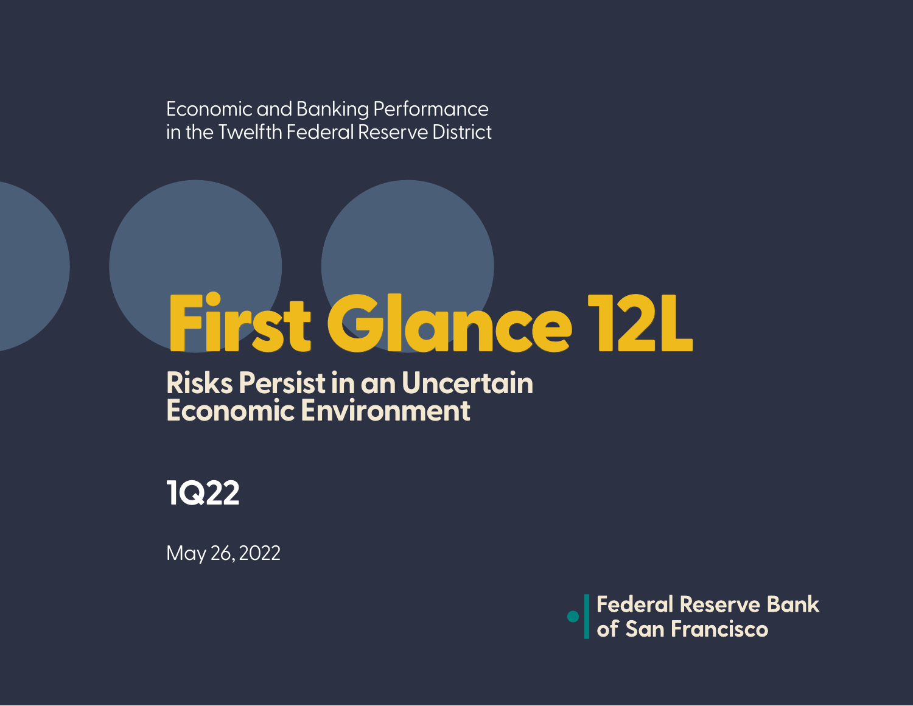Economic and Banking Performance in the Twelfth Federal Reserve District

# First Glance 12L

## Risks Persist in an Uncertain Economic Environment

**1Q22**

May 26, 2022

Federal Reserve Bank of San Francisco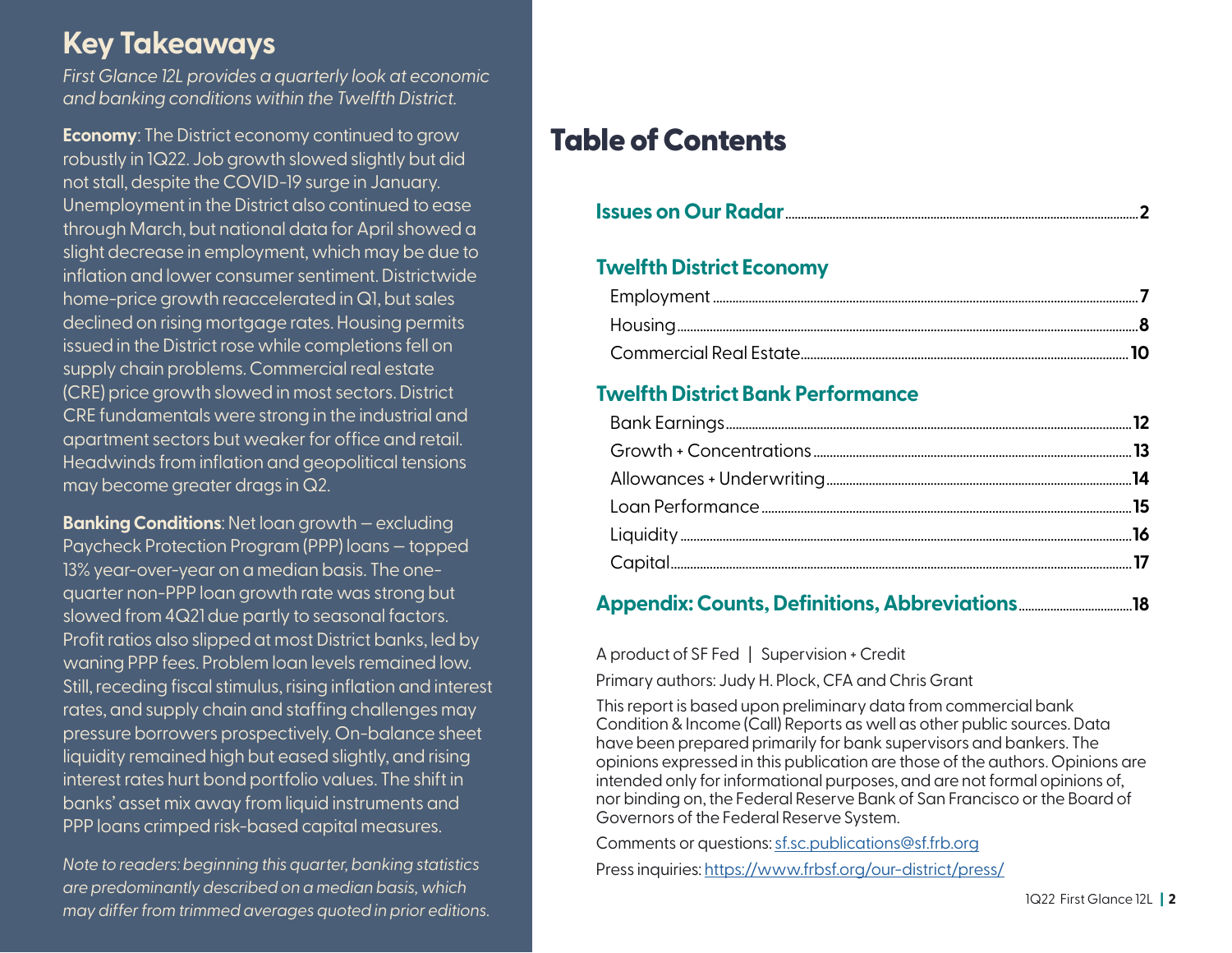# Key Takeaways

*First Glance 12L provides a quarterly look at economic and banking conditions within the Twelfth District.*

**Economy**: The District economy continued to grow robustly in 1Q22. Job growth slowed slightly but did not stall, despite the COVID-19 surge in January. Unemployment in the District also continued to ease through March, but national data for April showed a slight decrease in employment, which may be due to inflation and lower consumer sentiment. Districtwide home-price growth reaccelerated in Q1, but sales declined on rising mortgage rates. Housing permits issued in the District rose while completions fell on supply chain problems. Commercial real estate (CRE) price growth slowed in most sectors. District CRE fundamentals were strong in the industrial and apartment sectors but weaker for office and retail. Headwinds from inflation and geopolitical tensions may become greater drags in Q2.

**Banking Conditions**: Net loan growth — excluding Paycheck Protection Program (PPP) loans — topped 13% year-over-year on a median basis. The one-quarter non-PPP loan growth rate was strong but slowed from 4Q21 due partly to seasonal factors. Profit ratios also slipped at most District banks, led by waning PPP fees. Problem loan levels remained low. Still, receding fiscal stimulus, rising inflation and interest rates, and supply chain and staffing challenges may pressure borrowers prospectively. On-balance sheet liquidity remained high but eased slightly, and rising interest rates hurt bond portfolio values. The shift in banks' asset mix away from liquid instruments and PPP loans crimped risk-based capital measures.

*Note to readers: beginning this quarter, banking statistics are predominantly described on a median basis, which may differ from trimmed averages quoted in prior editions.*

# Table of Contents

**Issues on Our Radar** .......... **2**

**Twelfth District Economy**

- Employment .......... **7**
- Housing .......... **8**
- Commercial Real Estate .......... **10**

**Twelfth District Bank Performance**

- Bank Earnings .......... **12**
- Growth + Concentrations .......... **13**
- Allowances + Underwriting .......... **14**
- Loan Performance .......... **15**
- Liquidity .......... **16**
- Capital .......... **17**

**Appendix: Counts, Definitions, Abbreviations** .......... **18**

A product of SF Fed | Supervision + Credit

Primary authors: Judy H. Plock, CFA and Chris Grant

This report is based upon preliminary data from commercial bank Condition & Income (Call) Reports as well as other public sources. Data have been prepared primarily for bank supervisors and bankers. The opinions expressed in this publication are those of the authors. Opinions are intended only for informational purposes, and are not formal opinions of, nor binding on, the Federal Reserve Bank of San Francisco or the Board of Governors of the Federal Reserve System.

Comments or questions: sf.sc.publications@sf.frb.org

Press inquiries: https://www.frbsf.org/our-district/press/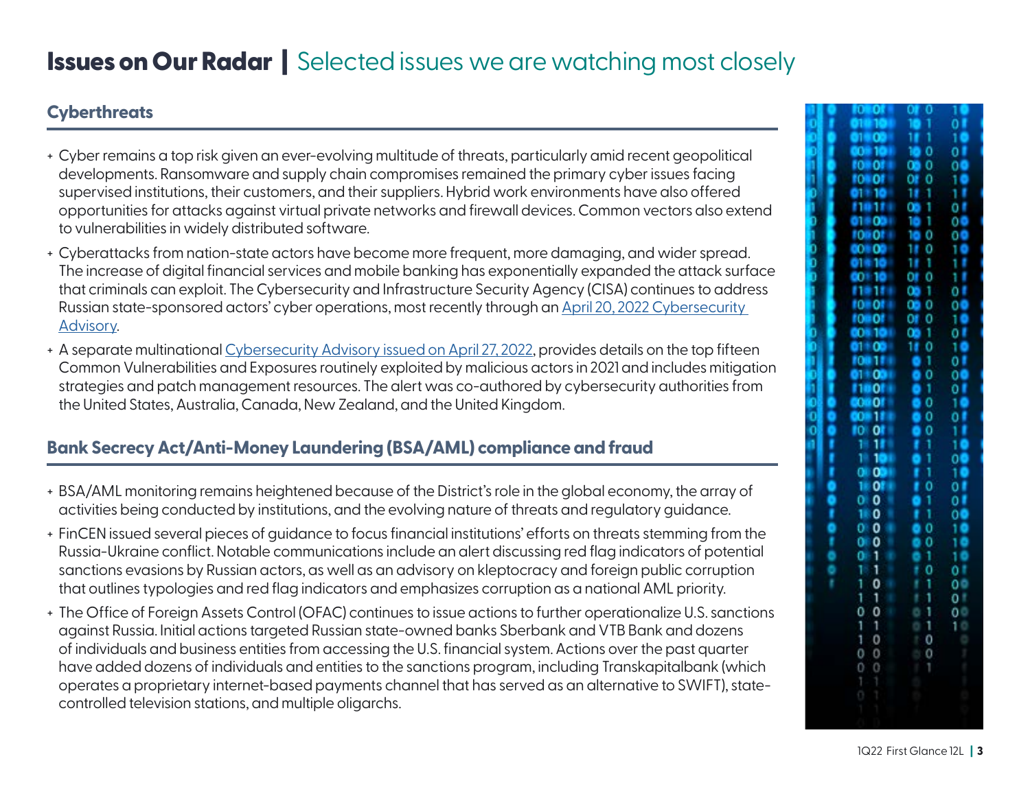# Issues on Our Radar | Selected issues we are watching most closely

## Cyberthreats

- Cyber remains a top risk given an ever-evolving multitude of threats, particularly amid recent geopolitical developments. Ransomware and supply chain compromises remained the primary cyber issues facing supervised institutions, their customers, and their suppliers. Hybrid work environments have also offered opportunities for attacks against virtual private networks and firewall devices. Common vectors also extend to vulnerabilities in widely distributed software.
- Cyberattacks from nation-state actors have become more frequent, more damaging, and wider spread. The increase of digital financial services and mobile banking has exponentially expanded the attack surface that criminals can exploit. The Cybersecurity and Infrastructure Security Agency (CISA) continues to address Russian state-sponsored actors' cyber operations, most recently through an April 20, 2022 Cybersecurity Advisory.
- A separate multinational Cybersecurity Advisory issued on April 27, 2022, provides details on the top fifteen Common Vulnerabilities and Exposures routinely exploited by malicious actors in 2021 and includes mitigation strategies and patch management resources. The alert was co-authored by cybersecurity authorities from the United States, Australia, Canada, New Zealand, and the United Kingdom.

## Bank Secrecy Act/Anti-Money Laundering (BSA/AML) compliance and fraud

- BSA/AML monitoring remains heightened because of the District's role in the global economy, the array of activities being conducted by institutions, and the evolving nature of threats and regulatory guidance.
- FinCEN issued several pieces of guidance to focus financial institutions' efforts on threats stemming from the Russia-Ukraine conflict. Notable communications include an alert discussing red flag indicators of potential sanctions evasions by Russian actors, as well as an advisory on kleptocracy and foreign public corruption that outlines typologies and red flag indicators and emphasizes corruption as a national AML priority.
- The Office of Foreign Assets Control (OFAC) continues to issue actions to further operationalize U.S. sanctions against Russia. Initial actions targeted Russian state-owned banks Sberbank and VTB Bank and dozens of individuals and business entities from accessing the U.S. financial system. Actions over the past quarter have added dozens of individuals and entities to the sanctions program, including Transkapitalbank (which operates a proprietary internet-based payments channel that has served as an alternative to SWIFT), state-controlled television stations, and multiple oligarchs.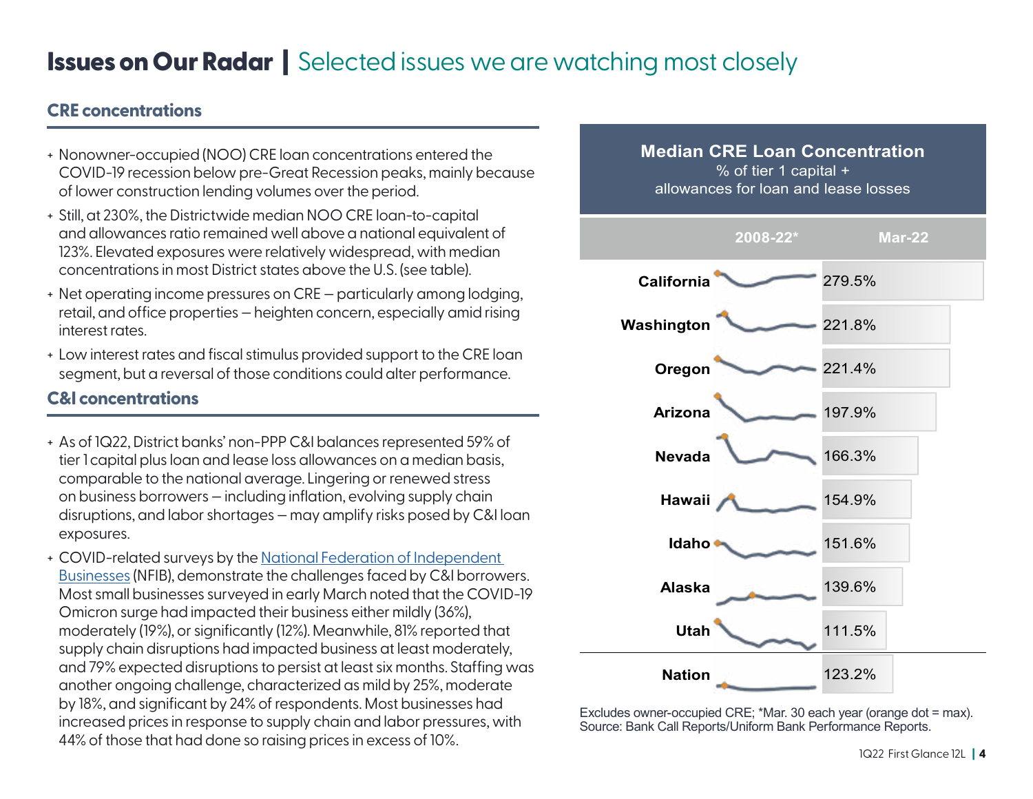# Issues on Our Radar | Selected issues we are watching most closely

## CRE concentrations

- Nonowner-occupied (NOO) CRE loan concentrations entered the COVID-19 recession below pre-Great Recession peaks, mainly because of lower construction lending volumes over the period.
- Still, at 230%, the Districtwide median NOO CRE loan-to-capital and allowances ratio remained well above a national equivalent of 123%. Elevated exposures were relatively widespread, with median concentrations in most District states above the U.S. (see table).
- Net operating income pressures on CRE — particularly among lodging, retail, and office properties — heighten concern, especially amid rising interest rates.
- Low interest rates and fiscal stimulus provided support to the CRE loan segment, but a reversal of those conditions could alter performance.

## C&I concentrations

- As of 1Q22, District banks' non-PPP C&I balances represented 59% of tier 1 capital plus loan and lease loss allowances on a median basis, comparable to the national average. Lingering or renewed stress on business borrowers — including inflation, evolving supply chain disruptions, and labor shortages — may amplify risks posed by C&I loan exposures.
- COVID-related surveys by the National Federation of Independent Businesses (NFIB), demonstrate the challenges faced by C&I borrowers. Most small businesses surveyed in early March noted that the COVID-19 Omicron surge had impacted their business either mildly (36%), moderately (19%), or significantly (12%). Meanwhile, 81% reported that supply chain disruptions had impacted business at least moderately, and 79% expected disruptions to persist at least six months. Staffing was another ongoing challenge, characterized as mild by 25%, moderate by 18%, and significant by 24% of respondents. Most businesses had increased prices in response to supply chain and labor pressures, with 44% of those that had done so raising prices in excess of 10%.

**Median CRE Loan Concentration**
% of tier 1 capital + allowances for loan and lease losses

| | 2008-22* | Mar-22 |
|---|---|---|
| California | | 279.5% |
| Washington | | 221.8% |
| Oregon | | 221.4% |
| Arizona | | 197.9% |
| Nevada | | 166.3% |
| Hawaii | | 154.9% |
| Idaho | | 151.6% |
| Alaska | | 139.6% |
| Utah | | 111.5% |
| Nation | | 123.2% |

Excludes owner-occupied CRE; *Mar. 30 each year (orange dot = max).
Source: Bank Call Reports/Uniform Bank Performance Reports.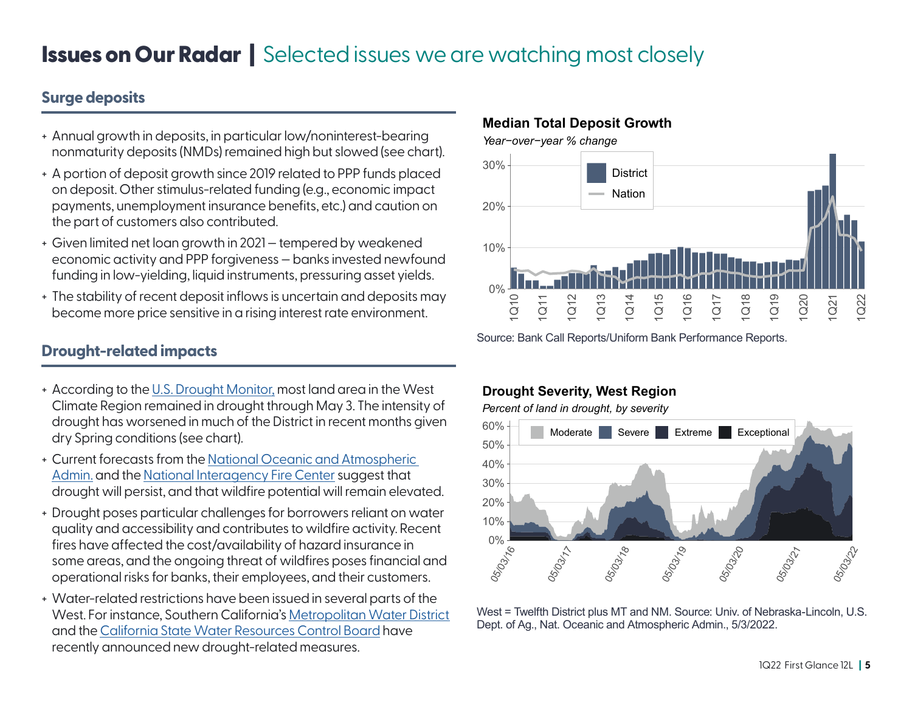# Issues on Our Radar | Selected issues we are watching most closely

## Surge deposits

- Annual growth in deposits, in particular low/noninterest-bearing nonmaturity deposits (NMDs) remained high but slowed (see chart).
- A portion of deposit growth since 2019 related to PPP funds placed on deposit. Other stimulus-related funding (e.g., economic impact payments, unemployment insurance benefits, etc.) and caution on the part of customers also contributed.
- Given limited net loan growth in 2021 – tempered by weakened economic activity and PPP forgiveness – banks invested newfound funding in low-yielding, liquid instruments, pressuring asset yields.
- The stability of recent deposit inflows is uncertain and deposits may become more price sensitive in a rising interest rate environment.

**Median Total Deposit Growth**

*Year−over−year % change*

Source: Bank Call Reports/Uniform Bank Performance Reports.

## Drought-related impacts

- According to the U.S. Drought Monitor, most land area in the West Climate Region remained in drought through May 3. The intensity of drought has worsened in much of the District in recent months given dry Spring conditions (see chart).
- Current forecasts from the National Oceanic and Atmospheric Admin. and the National Interagency Fire Center suggest that drought will persist, and that wildfire potential will remain elevated.
- Drought poses particular challenges for borrowers reliant on water quality and accessibility and contributes to wildfire activity. Recent fires have affected the cost/availability of hazard insurance in some areas, and the ongoing threat of wildfires poses financial and operational risks for banks, their employees, and their customers.
- Water-related restrictions have been issued in several parts of the West. For instance, Southern California's Metropolitan Water District and the California State Water Resources Control Board have recently announced new drought-related measures.

**Drought Severity, West Region**

*Percent of land in drought, by severity*

West = Twelfth District plus MT and NM. Source: Univ. of Nebraska-Lincoln, U.S. Dept. of Ag., Nat. Oceanic and Atmospheric Admin., 5/3/2022.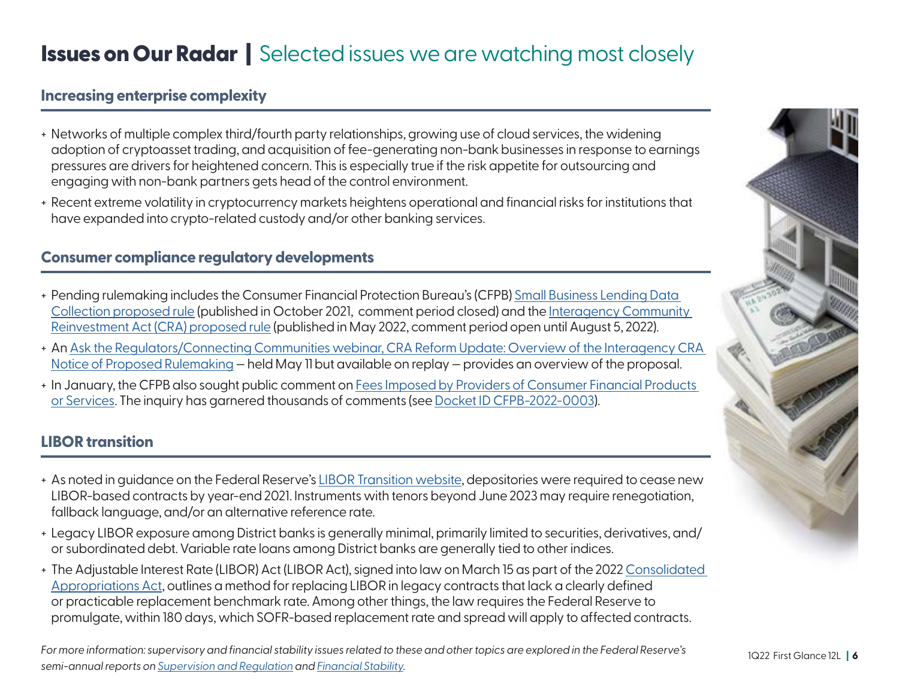# **Issues on Our Radar** | Selected issues we are watching most closely

## Increasing enterprise complexity

- Networks of multiple complex third/fourth party relationships, growing use of cloud services, the widening adoption of cryptoasset trading, and acquisition of fee-generating non-bank businesses in response to earnings pressures are drivers for heightened concern. This is especially true if the risk appetite for outsourcing and engaging with non-bank partners gets head of the control environment.
- Recent extreme volatility in cryptocurrency markets heightens operational and financial risks for institutions that have expanded into crypto-related custody and/or other banking services.

## Consumer compliance regulatory developments

- Pending rulemaking includes the Consumer Financial Protection Bureau's (CFPB) Small Business Lending Data Collection proposed rule (published in October 2021, comment period closed) and the Interagency Community Reinvestment Act (CRA) proposed rule (published in May 2022, comment period open until August 5, 2022).
- An Ask the Regulators/Connecting Communities webinar, CRA Reform Update: Overview of the Interagency CRA Notice of Proposed Rulemaking — held May 11 but available on replay — provides an overview of the proposal.
- In January, the CFPB also sought public comment on Fees Imposed by Providers of Consumer Financial Products or Services. The inquiry has garnered thousands of comments (see Docket ID CFPB-2022-0003).

## LIBOR transition

- As noted in guidance on the Federal Reserve's LIBOR Transition website, depositories were required to cease new LIBOR-based contracts by year-end 2021. Instruments with tenors beyond June 2023 may require renegotiation, fallback language, and/or an alternative reference rate.
- Legacy LIBOR exposure among District banks is generally minimal, primarily limited to securities, derivatives, and/or subordinated debt. Variable rate loans among District banks are generally tied to other indices.
- The Adjustable Interest Rate (LIBOR) Act (LIBOR Act), signed into law on March 15 as part of the 2022 Consolidated Appropriations Act, outlines a method for replacing LIBOR in legacy contracts that lack a clearly defined or practicable replacement benchmark rate. Among other things, the law requires the Federal Reserve to promulgate, within 180 days, which SOFR-based replacement rate and spread will apply to affected contracts.

*For more information: supervisory and financial stability issues related to these and other topics are explored in the Federal Reserve's semi-annual reports on Supervision and Regulation and Financial Stability.*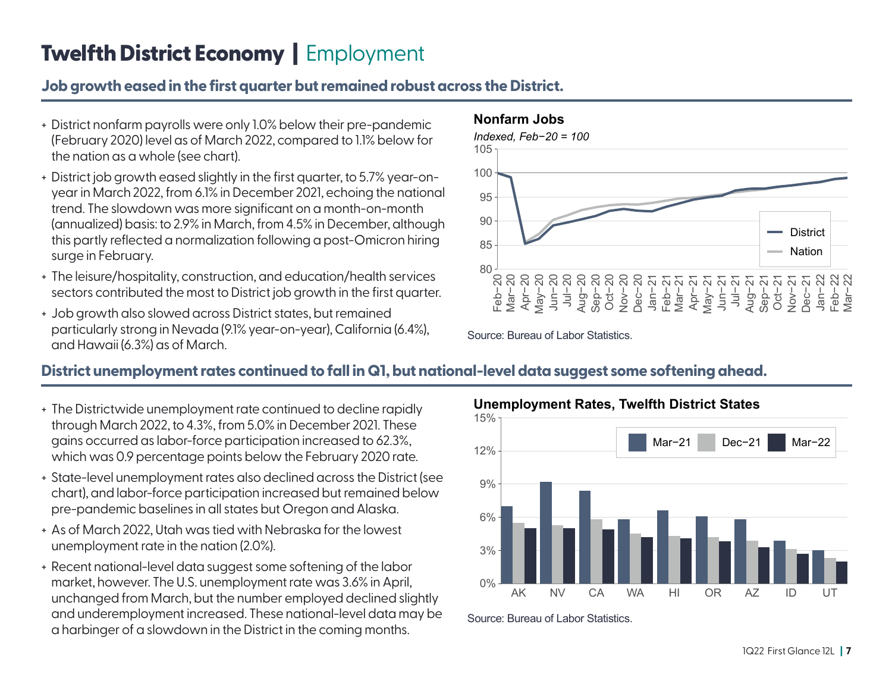# Twelfth District Economy | Employment

## Job growth eased in the first quarter but remained robust across the District.

- District nonfarm payrolls were only 1.0% below their pre-pandemic (February 2020) level as of March 2022, compared to 1.1% below for the nation as a whole (see chart).
- District job growth eased slightly in the first quarter, to 5.7% year-on-year in March 2022, from 6.1% in December 2021, echoing the national trend. The slowdown was more significant on a month-on-month (annualized) basis: to 2.9% in March, from 4.5% in December, although this partly reflected a normalization following a post-Omicron hiring surge in February.
- The leisure/hospitality, construction, and education/health services sectors contributed the most to District job growth in the first quarter.
- Job growth also slowed across District states, but remained particularly strong in Nevada (9.1% year-on-year), California (6.4%), and Hawaii (6.3%) as of March.

**Nonfarm Jobs**

*Indexed, Feb−20 = 100*

Source: Bureau of Labor Statistics.

## District unemployment rates continued to fall in Q1, but national-level data suggest some softening ahead.

- The Districtwide unemployment rate continued to decline rapidly through March 2022, to 4.3%, from 5.0% in December 2021. These gains occurred as labor-force participation increased to 62.3%, which was 0.9 percentage points below the February 2020 rate.
- State-level unemployment rates also declined across the District (see chart), and labor-force participation increased but remained below pre-pandemic baselines in all states but Oregon and Alaska.
- As of March 2022, Utah was tied with Nebraska for the lowest unemployment rate in the nation (2.0%).
- Recent national-level data suggest some softening of the labor market, however. The U.S. unemployment rate was 3.6% in April, unchanged from March, but the number employed declined slightly and underemployment increased. These national-level data may be a harbinger of a slowdown in the District in the coming months.

**Unemployment Rates, Twelfth District States**

Source: Bureau of Labor Statistics.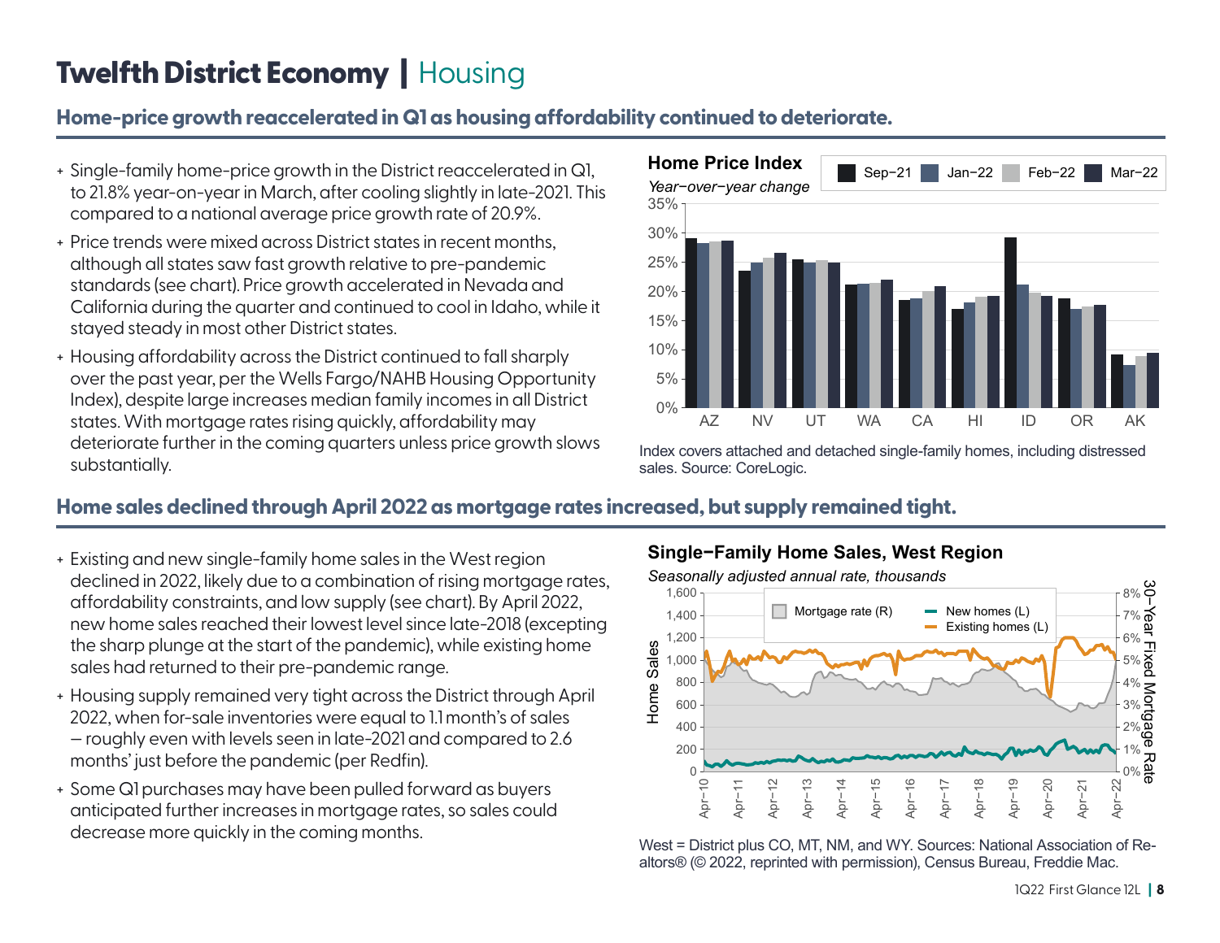# Twelfth District Economy | Housing

## Home-price growth reaccelerated in Q1 as housing affordability continued to deteriorate.

- Single-family home-price growth in the District reaccelerated in Q1, to 21.8% year-on-year in March, after cooling slightly in late-2021. This compared to a national average price growth rate of 20.9%.
- Price trends were mixed across District states in recent months, although all states saw fast growth relative to pre-pandemic standards (see chart). Price growth accelerated in Nevada and California during the quarter and continued to cool in Idaho, while it stayed steady in most other District states.
- Housing affordability across the District continued to fall sharply over the past year, per the Wells Fargo/NAHB Housing Opportunity Index), despite large increases median family incomes in all District states. With mortgage rates rising quickly, affordability may deteriorate further in the coming quarters unless price growth slows substantially.

**Home Price Index**

*Year−over−year change*

Index covers attached and detached single-family homes, including distressed sales. Source: CoreLogic.

## Home sales declined through April 2022 as mortgage rates increased, but supply remained tight.

- Existing and new single-family home sales in the West region declined in 2022, likely due to a combination of rising mortgage rates, affordability constraints, and low supply (see chart). By April 2022, new home sales reached their lowest level since late-2018 (excepting the sharp plunge at the start of the pandemic), while existing home sales had returned to their pre-pandemic range.
- Housing supply remained very tight across the District through April 2022, when for-sale inventories were equal to 1.1 month's of sales – roughly even with levels seen in late-2021 and compared to 2.6 months' just before the pandemic (per Redfin).
- Some Q1 purchases may have been pulled forward as buyers anticipated further increases in mortgage rates, so sales could decrease more quickly in the coming months.

**Single−Family Home Sales, West Region**

*Seasonally adjusted annual rate, thousands*

West = District plus CO, MT, NM, and WY. Sources: National Association of Realtors® (© 2022, reprinted with permission), Census Bureau, Freddie Mac.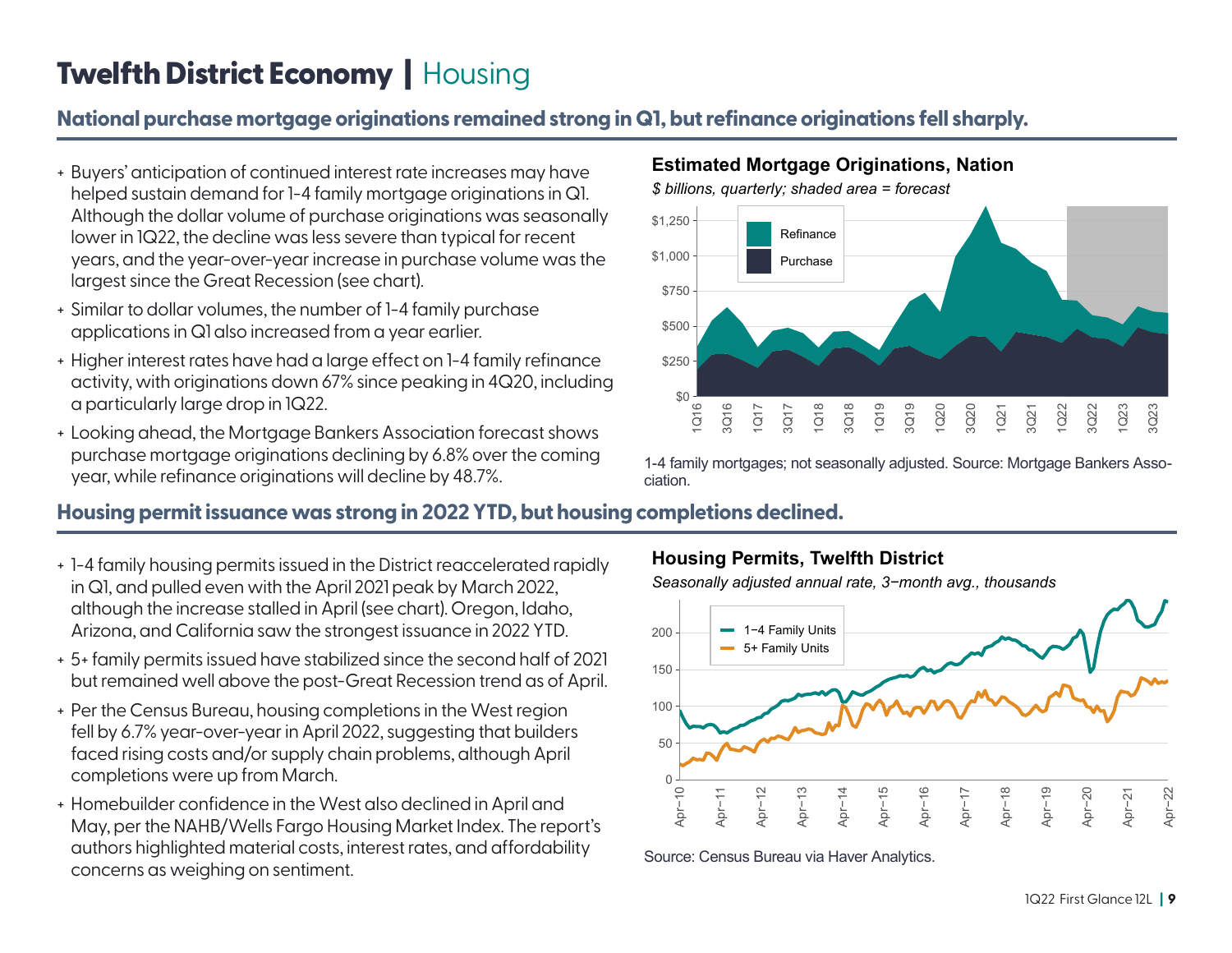# Twelfth District Economy | Housing

## National purchase mortgage originations remained strong in Q1, but refinance originations fell sharply.

- Buyers' anticipation of continued interest rate increases may have helped sustain demand for 1-4 family mortgage originations in Q1. Although the dollar volume of purchase originations was seasonally lower in 1Q22, the decline was less severe than typical for recent years, and the year-over-year increase in purchase volume was the largest since the Great Recession (see chart).
- Similar to dollar volumes, the number of 1-4 family purchase applications in Q1 also increased from a year earlier.
- Higher interest rates have had a large effect on 1-4 family refinance activity, with originations down 67% since peaking in 4Q20, including a particularly large drop in 1Q22.
- Looking ahead, the Mortgage Bankers Association forecast shows purchase mortgage originations declining by 6.8% over the coming year, while refinance originations will decline by 48.7%.

**Estimated Mortgage Originations, Nation**

*$ billions, quarterly; shaded area = forecast*

1-4 family mortgages; not seasonally adjusted. Source: Mortgage Bankers Association.

## Housing permit issuance was strong in 2022 YTD, but housing completions declined.

- 1-4 family housing permits issued in the District reaccelerated rapidly in Q1, and pulled even with the April 2021 peak by March 2022, although the increase stalled in April (see chart). Oregon, Idaho, Arizona, and California saw the strongest issuance in 2022 YTD.
- 5+ family permits issued have stabilized since the second half of 2021 but remained well above the post-Great Recession trend as of April.
- Per the Census Bureau, housing completions in the West region fell by 6.7% year-over-year in April 2022, suggesting that builders faced rising costs and/or supply chain problems, although April completions were up from March.
- Homebuilder confidence in the West also declined in April and May, per the NAHB/Wells Fargo Housing Market Index. The report's authors highlighted material costs, interest rates, and affordability concerns as weighing on sentiment.

**Housing Permits, Twelfth District**

*Seasonally adjusted annual rate, 3−month avg., thousands*

Source: Census Bureau via Haver Analytics.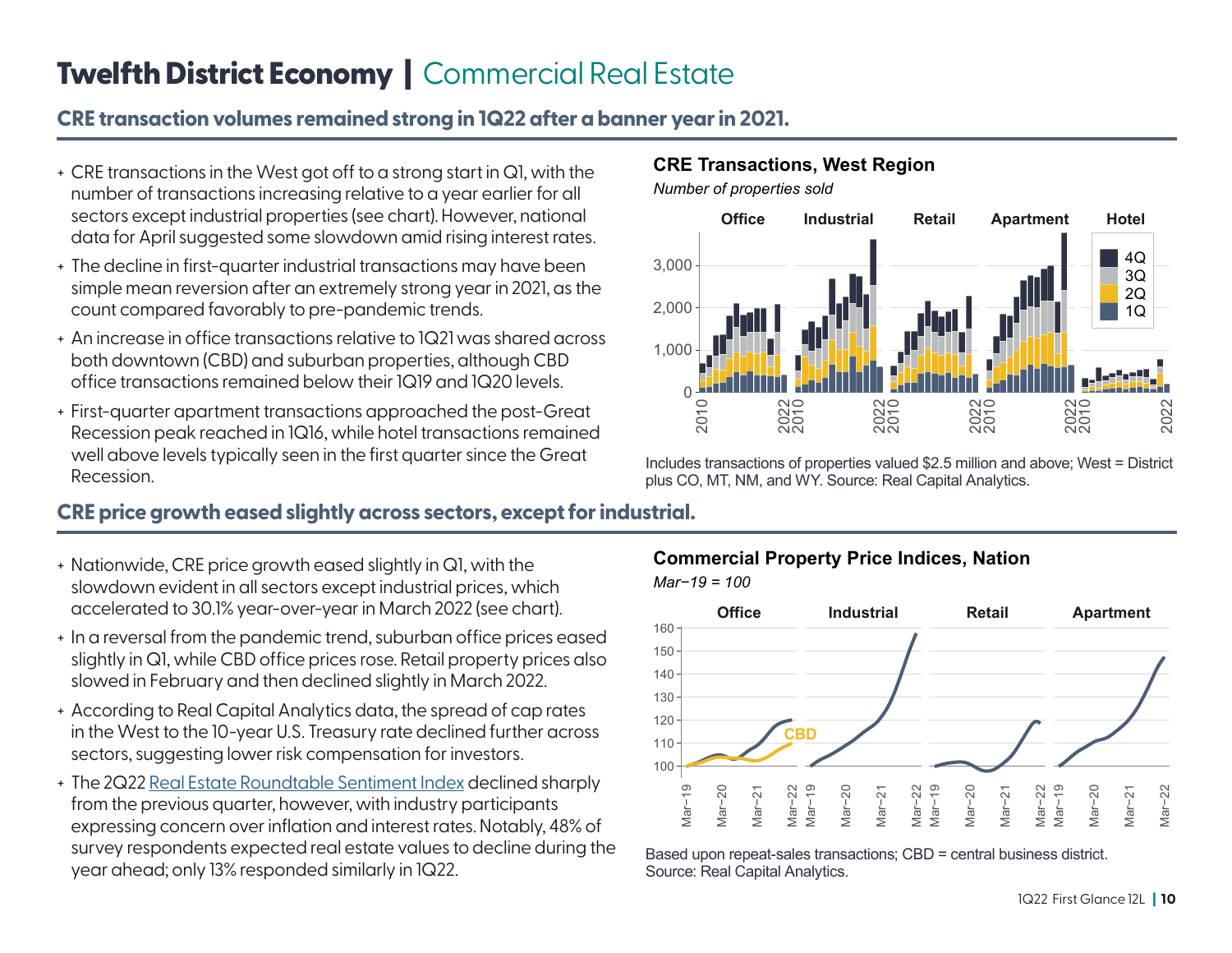# Twelfth District Economy | Commercial Real Estate

## CRE transaction volumes remained strong in 1Q22 after a banner year in 2021.

- CRE transactions in the West got off to a strong start in Q1, with the number of transactions increasing relative to a year earlier for all sectors except industrial properties (see chart). However, national data for April suggested some slowdown amid rising interest rates.
- The decline in first-quarter industrial transactions may have been simple mean reversion after an extremely strong year in 2021, as the count compared favorably to pre-pandemic trends.
- An increase in office transactions relative to 1Q21 was shared across both downtown (CBD) and suburban properties, although CBD office transactions remained below their 1Q19 and 1Q20 levels.
- First-quarter apartment transactions approached the post-Great Recession peak reached in 1Q16, while hotel transactions remained well above levels typically seen in the first quarter since the Great Recession.

**CRE Transactions, West Region**

*Number of properties sold*

Includes transactions of properties valued $2.5 million and above; West = District plus CO, MT, NM, and WY. Source: Real Capital Analytics.

## CRE price growth eased slightly across sectors, except for industrial.

- Nationwide, CRE price growth eased slightly in Q1, with the slowdown evident in all sectors except industrial prices, which accelerated to 30.1% year-over-year in March 2022 (see chart).
- In a reversal from the pandemic trend, suburban office prices eased slightly in Q1, while CBD office prices rose. Retail property prices also slowed in February and then declined slightly in March 2022.
- According to Real Capital Analytics data, the spread of cap rates in the West to the 10-year U.S. Treasury rate declined further across sectors, suggesting lower risk compensation for investors.
- The 2Q22 Real Estate Roundtable Sentiment Index declined sharply from the previous quarter, however, with industry participants expressing concern over inflation and interest rates. Notably, 48% of survey respondents expected real estate values to decline during the year ahead; only 13% responded similarly in 1Q22.

**Commercial Property Price Indices, Nation**

*Mar−19 = 100*

Based upon repeat-sales transactions; CBD = central business district. Source: Real Capital Analytics.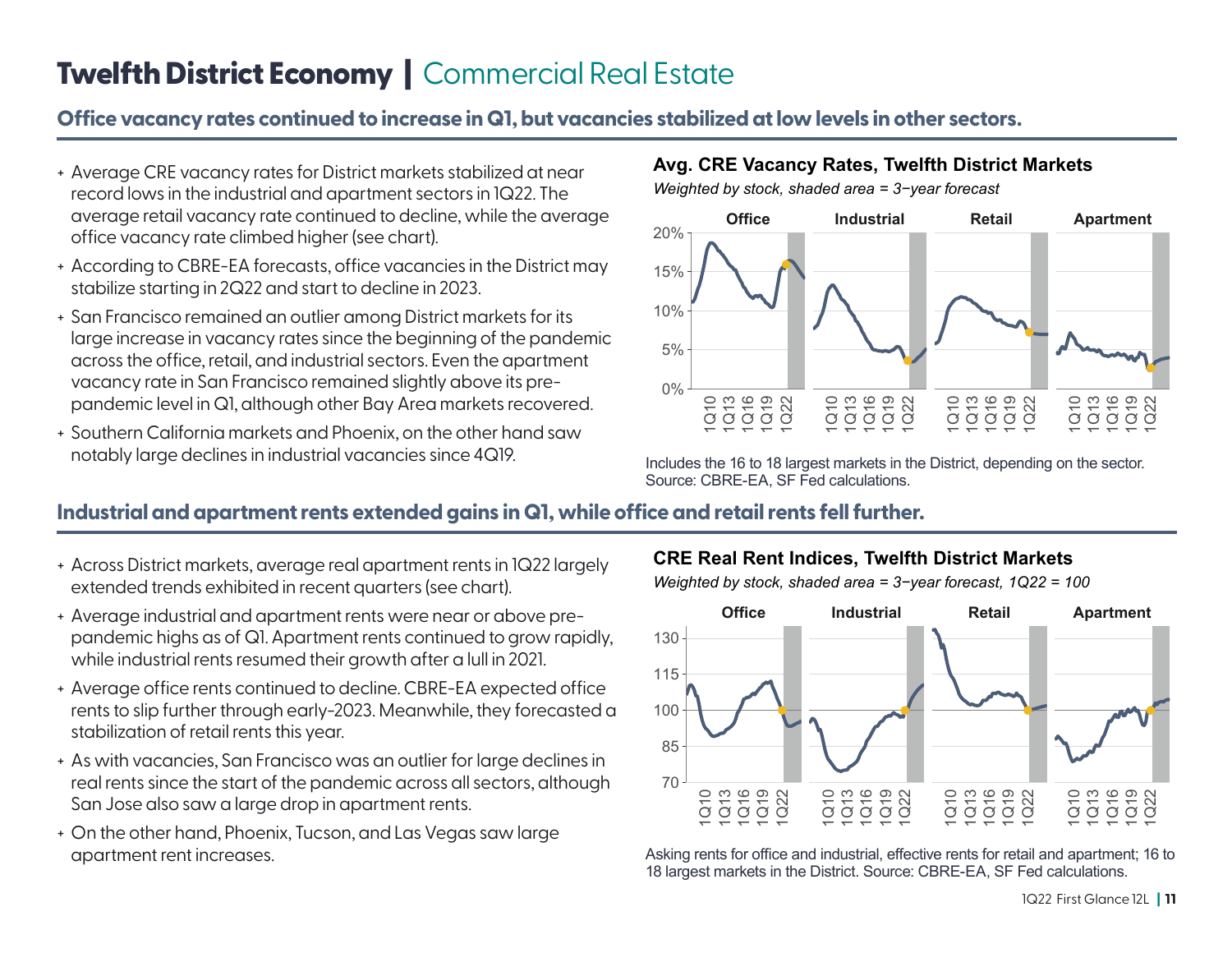# Twelfth District Economy | Commercial Real Estate

## Office vacancy rates continued to increase in Q1, but vacancies stabilized at low levels in other sectors.

- Average CRE vacancy rates for District markets stabilized at near record lows in the industrial and apartment sectors in 1Q22. The average retail vacancy rate continued to decline, while the average office vacancy rate climbed higher (see chart).
- According to CBRE-EA forecasts, office vacancies in the District may stabilize starting in 2Q22 and start to decline in 2023.
- San Francisco remained an outlier among District markets for its large increase in vacancy rates since the beginning of the pandemic across the office, retail, and industrial sectors. Even the apartment vacancy rate in San Francisco remained slightly above its pre-pandemic level in Q1, although other Bay Area markets recovered.
- Southern California markets and Phoenix, on the other hand saw notably large declines in industrial vacancies since 4Q19.

**Avg. CRE Vacancy Rates, Twelfth District Markets**

*Weighted by stock, shaded area = 3−year forecast*

Includes the 16 to 18 largest markets in the District, depending on the sector. Source: CBRE-EA, SF Fed calculations.

## Industrial and apartment rents extended gains in Q1, while office and retail rents fell further.

- Across District markets, average real apartment rents in 1Q22 largely extended trends exhibited in recent quarters (see chart).
- Average industrial and apartment rents were near or above pre-pandemic highs as of Q1. Apartment rents continued to grow rapidly, while industrial rents resumed their growth after a lull in 2021.
- Average office rents continued to decline. CBRE-EA expected office rents to slip further through early-2023. Meanwhile, they forecasted a stabilization of retail rents this year.
- As with vacancies, San Francisco was an outlier for large declines in real rents since the start of the pandemic across all sectors, although San Jose also saw a large drop in apartment rents.
- On the other hand, Phoenix, Tucson, and Las Vegas saw large apartment rent increases.

**CRE Real Rent Indices, Twelfth District Markets**

*Weighted by stock, shaded area = 3−year forecast, 1Q22 = 100*

Asking rents for office and industrial, effective rents for retail and apartment; 16 to 18 largest markets in the District. Source: CBRE-EA, SF Fed calculations.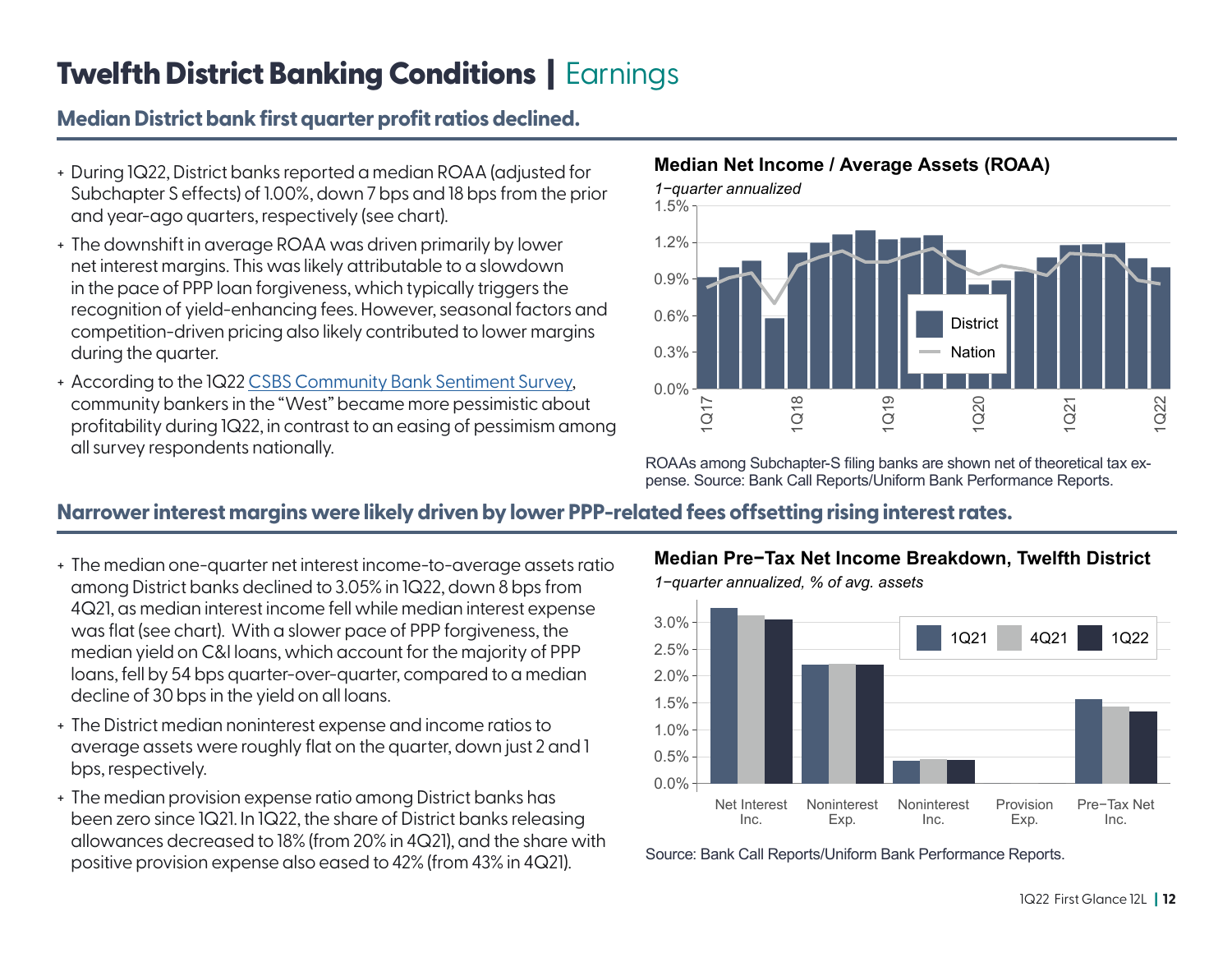# Twelfth District Banking Conditions | Earnings

## Median District bank first quarter profit ratios declined.

- During 1Q22, District banks reported a median ROAA (adjusted for Subchapter S effects) of 1.00%, down 7 bps and 18 bps from the prior and year-ago quarters, respectively (see chart).
- The downshift in average ROAA was driven primarily by lower net interest margins. This was likely attributable to a slowdown in the pace of PPP loan forgiveness, which typically triggers the recognition of yield-enhancing fees. However, seasonal factors and competition-driven pricing also likely contributed to lower margins during the quarter.
- According to the 1Q22 CSBS Community Bank Sentiment Survey, community bankers in the "West" became more pessimistic about profitability during 1Q22, in contrast to an easing of pessimism among all survey respondents nationally.

**Median Net Income / Average Assets (ROAA)**

*1−quarter annualized*

ROAAs among Subchapter-S filing banks are shown net of theoretical tax expense. Source: Bank Call Reports/Uniform Bank Performance Reports.

## Narrower interest margins were likely driven by lower PPP-related fees offsetting rising interest rates.

- The median one-quarter net interest income-to-average assets ratio among District banks declined to 3.05% in 1Q22, down 8 bps from 4Q21, as median interest income fell while median interest expense was flat (see chart). With a slower pace of PPP forgiveness, the median yield on C&I loans, which account for the majority of PPP loans, fell by 54 bps quarter-over-quarter, compared to a median decline of 30 bps in the yield on all loans.
- The District median noninterest expense and income ratios to average assets were roughly flat on the quarter, down just 2 and 1 bps, respectively.
- The median provision expense ratio among District banks has been zero since 1Q21. In 1Q22, the share of District banks releasing allowances decreased to 18% (from 20% in 4Q21), and the share with positive provision expense also eased to 42% (from 43% in 4Q21).

**Median Pre−Tax Net Income Breakdown, Twelfth District**

*1−quarter annualized, % of avg. assets*

Source: Bank Call Reports/Uniform Bank Performance Reports.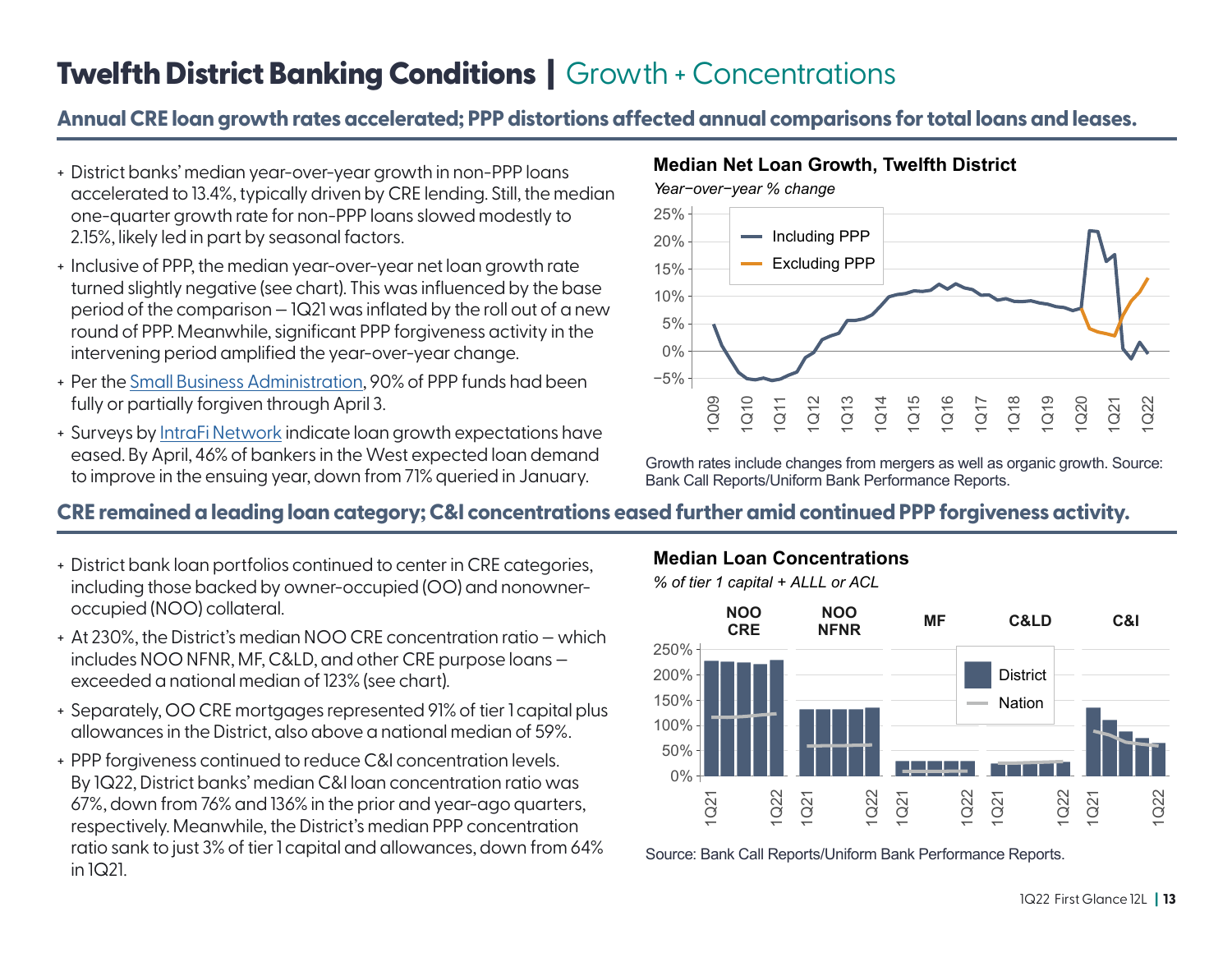# Twelfth District Banking Conditions | Growth + Concentrations

## Annual CRE loan growth rates accelerated; PPP distortions affected annual comparisons for total loans and leases.

- District banks' median year-over-year growth in non-PPP loans accelerated to 13.4%, typically driven by CRE lending. Still, the median one-quarter growth rate for non-PPP loans slowed modestly to 2.15%, likely led in part by seasonal factors.
- Inclusive of PPP, the median year-over-year net loan growth rate turned slightly negative (see chart). This was influenced by the base period of the comparison — 1Q21 was inflated by the roll out of a new round of PPP. Meanwhile, significant PPP forgiveness activity in the intervening period amplified the year-over-year change.
- Per the Small Business Administration, 90% of PPP funds had been fully or partially forgiven through April 3.
- Surveys by IntraFi Network indicate loan growth expectations have eased. By April, 46% of bankers in the West expected loan demand to improve in the ensuing year, down from 71% queried in January.

**Median Net Loan Growth, Twelfth District**

*Year−over−year % change*

Growth rates include changes from mergers as well as organic growth. Source: Bank Call Reports/Uniform Bank Performance Reports.

## CRE remained a leading loan category; C&I concentrations eased further amid continued PPP forgiveness activity.

- District bank loan portfolios continued to center in CRE categories, including those backed by owner-occupied (OO) and nonowner-occupied (NOO) collateral.
- At 230%, the District's median NOO CRE concentration ratio — which includes NOO NFNR, MF, C&LD, and other CRE purpose loans — exceeded a national median of 123% (see chart).
- Separately, OO CRE mortgages represented 91% of tier 1 capital plus allowances in the District, also above a national median of 59%.
- PPP forgiveness continued to reduce C&I concentration levels. By 1Q22, District banks' median C&I loan concentration ratio was 67%, down from 76% and 136% in the prior and year-ago quarters, respectively. Meanwhile, the District's median PPP concentration ratio sank to just 3% of tier 1 capital and allowances, down from 64% in 1Q21.

**Median Loan Concentrations**

*% of tier 1 capital + ALLL or ACL*

Source: Bank Call Reports/Uniform Bank Performance Reports.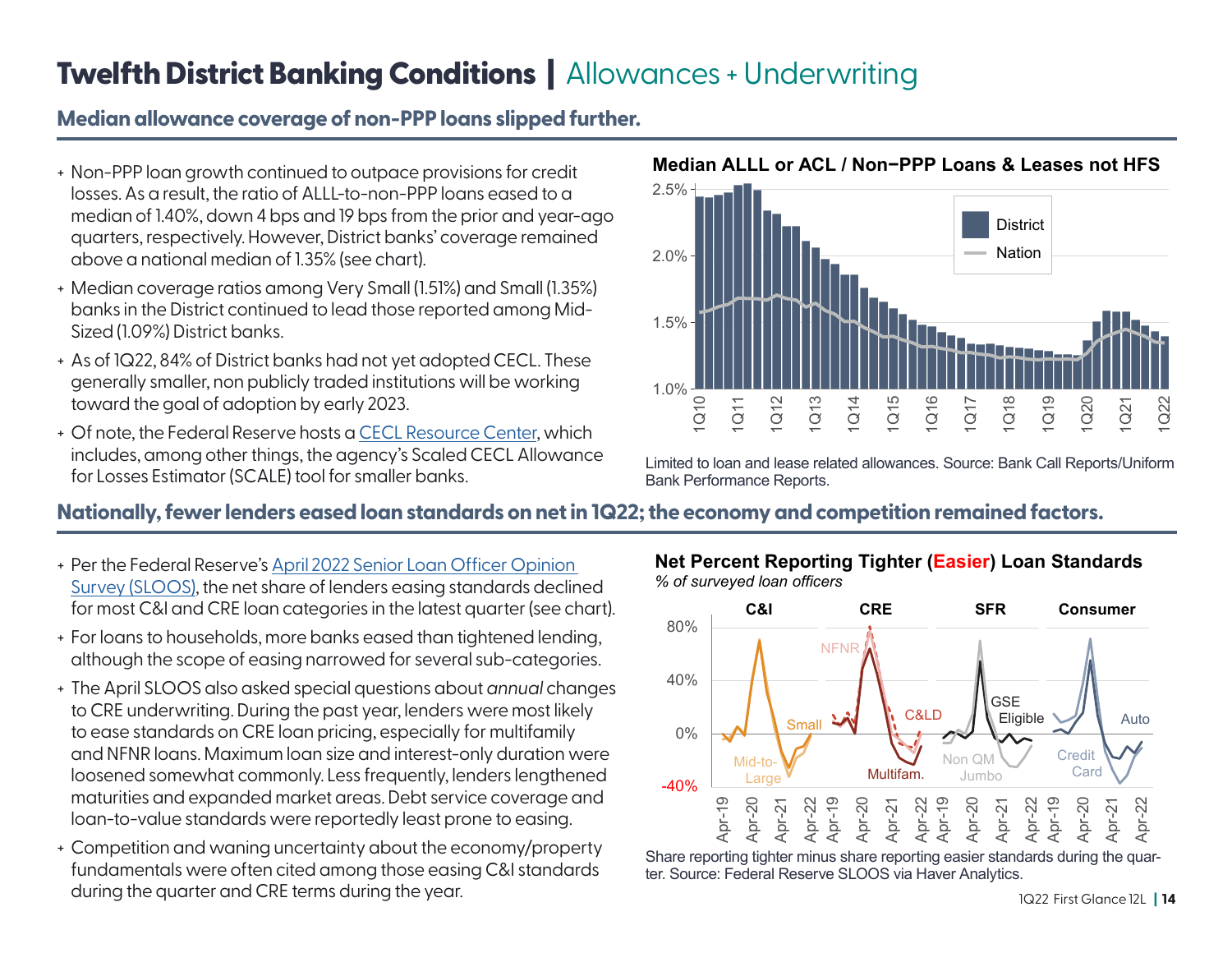# Twelfth District Banking Conditions | Allowances + Underwriting

## Median allowance coverage of non-PPP loans slipped further.

- Non-PPP loan growth continued to outpace provisions for credit losses. As a result, the ratio of ALLL-to-non-PPP loans eased to a median of 1.40%, down 4 bps and 19 bps from the prior and year-ago quarters, respectively. However, District banks' coverage remained above a national median of 1.35% (see chart).
- Median coverage ratios among Very Small (1.51%) and Small (1.35%) banks in the District continued to lead those reported among Mid-Sized (1.09%) District banks.
- As of 1Q22, 84% of District banks had not yet adopted CECL. These generally smaller, non publicly traded institutions will be working toward the goal of adoption by early 2023.
- Of note, the Federal Reserve hosts a CECL Resource Center, which includes, among other things, the agency's Scaled CECL Allowance for Losses Estimator (SCALE) tool for smaller banks.

**Median ALLL or ACL / Non−PPP Loans & Leases not HFS**

Limited to loan and lease related allowances. Source: Bank Call Reports/Uniform Bank Performance Reports.

## Nationally, fewer lenders eased loan standards on net in 1Q22; the economy and competition remained factors.

- Per the Federal Reserve's April 2022 Senior Loan Officer Opinion Survey (SLOOS), the net share of lenders easing standards declined for most C&I and CRE loan categories in the latest quarter (see chart).
- For loans to households, more banks eased than tightened lending, although the scope of easing narrowed for several sub-categories.
- The April SLOOS also asked special questions about *annual* changes to CRE underwriting. During the past year, lenders were most likely to ease standards on CRE loan pricing, especially for multifamily and NFNR loans. Maximum loan size and interest-only duration were loosened somewhat commonly. Less frequently, lenders lengthened maturities and expanded market areas. Debt service coverage and loan-to-value standards were reportedly least prone to easing.
- Competition and waning uncertainty about the economy/property fundamentals were often cited among those easing C&I standards during the quarter and CRE terms during the year.

**Net Percent Reporting Tighter (Easier) Loan Standards**
*% of surveyed loan officers*

Share reporting tighter minus share reporting easier standards during the quarter. Source: Federal Reserve SLOOS via Haver Analytics.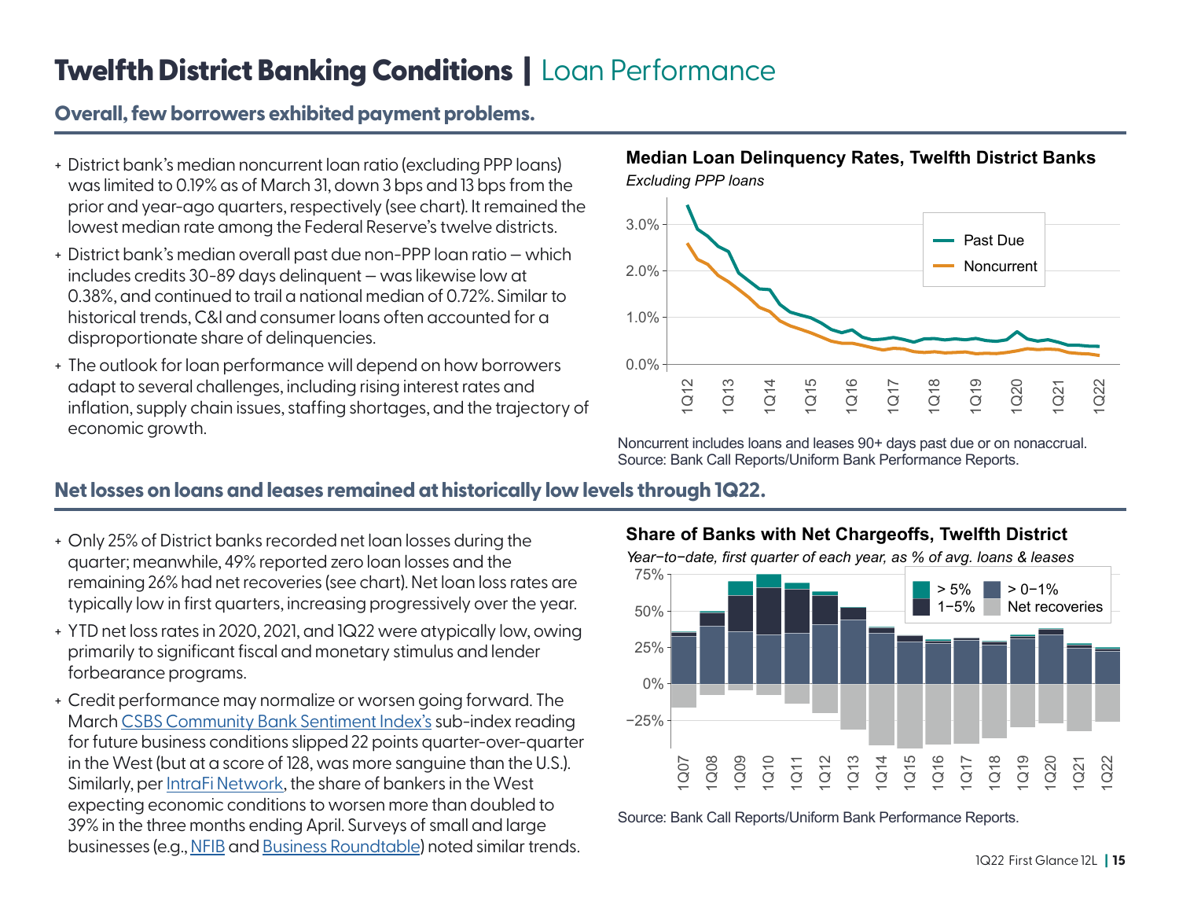# Twelfth District Banking Conditions | Loan Performance

## Overall, few borrowers exhibited payment problems.

- District bank's median noncurrent loan ratio (excluding PPP loans) was limited to 0.19% as of March 31, down 3 bps and 13 bps from the prior and year-ago quarters, respectively (see chart). It remained the lowest median rate among the Federal Reserve's twelve districts.
- District bank's median overall past due non-PPP loan ratio – which includes credits 30-89 days delinquent – was likewise low at 0.38%, and continued to trail a national median of 0.72%. Similar to historical trends, C&I and consumer loans often accounted for a disproportionate share of delinquencies.
- The outlook for loan performance will depend on how borrowers adapt to several challenges, including rising interest rates and inflation, supply chain issues, staffing shortages, and the trajectory of economic growth.

**Median Loan Delinquency Rates, Twelfth District Banks**

*Excluding PPP loans*

Noncurrent includes loans and leases 90+ days past due or on nonaccrual.
Source: Bank Call Reports/Uniform Bank Performance Reports.

## Net losses on loans and leases remained at historically low levels through 1Q22.

- Only 25% of District banks recorded net loan losses during the quarter; meanwhile, 49% reported zero loan losses and the remaining 26% had net recoveries (see chart). Net loan loss rates are typically low in first quarters, increasing progressively over the year.
- YTD net loss rates in 2020, 2021, and 1Q22 were atypically low, owing primarily to significant fiscal and monetary stimulus and lender forbearance programs.
- Credit performance may normalize or worsen going forward. The March CSBS Community Bank Sentiment Index's sub-index reading for future business conditions slipped 22 points quarter-over-quarter in the West (but at a score of 128, was more sanguine than the U.S.). Similarly, per IntraFi Network, the share of bankers in the West expecting economic conditions to worsen more than doubled to 39% in the three months ending April. Surveys of small and large businesses (e.g., NFIB and Business Roundtable) noted similar trends.

**Share of Banks with Net Chargeoffs, Twelfth District**

*Year–to–date, first quarter of each year, as % of avg. loans & leases*

Source: Bank Call Reports/Uniform Bank Performance Reports.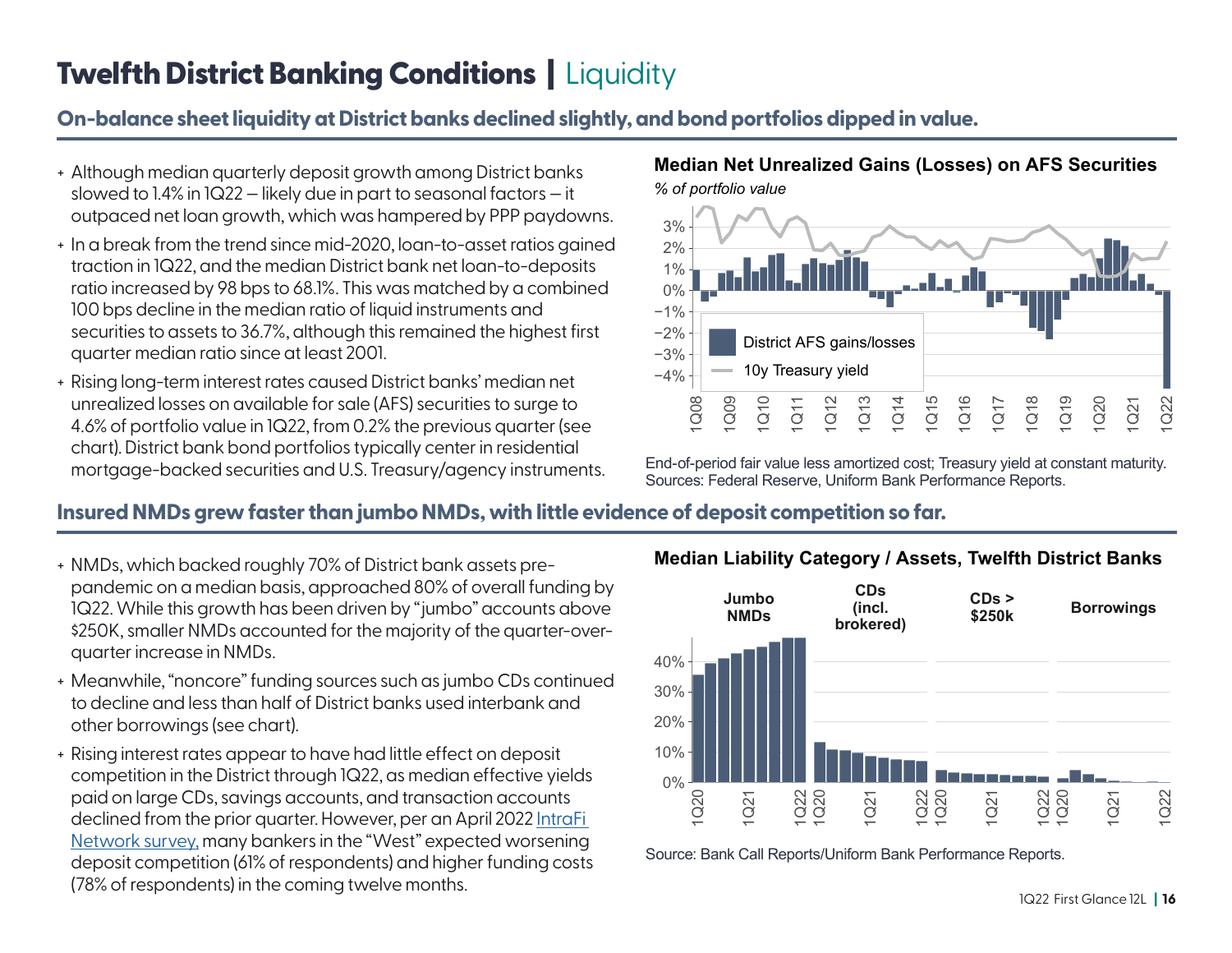# Twelfth District Banking Conditions | Liquidity

## On-balance sheet liquidity at District banks declined slightly, and bond portfolios dipped in value.

- Although median quarterly deposit growth among District banks slowed to 1.4% in 1Q22 – likely due in part to seasonal factors – it outpaced net loan growth, which was hampered by PPP paydowns.
- In a break from the trend since mid-2020, loan-to-asset ratios gained traction in 1Q22, and the median District bank net loan-to-deposits ratio increased by 98 bps to 68.1%. This was matched by a combined 100 bps decline in the median ratio of liquid instruments and securities to assets to 36.7%, although this remained the highest first quarter median ratio since at least 2001.
- Rising long-term interest rates caused District banks' median net unrealized losses on available for sale (AFS) securities to surge to 4.6% of portfolio value in 1Q22, from 0.2% the previous quarter (see chart). District bank bond portfolios typically center in residential mortgage-backed securities and U.S. Treasury/agency instruments.

**Median Net Unrealized Gains (Losses) on AFS Securities**

*% of portfolio value*

End-of-period fair value less amortized cost; Treasury yield at constant maturity.
Sources: Federal Reserve, Uniform Bank Performance Reports.

## Insured NMDs grew faster than jumbo NMDs, with little evidence of deposit competition so far.

- NMDs, which backed roughly 70% of District bank assets pre-pandemic on a median basis, approached 80% of overall funding by 1Q22. While this growth has been driven by "jumbo" accounts above $250K, smaller NMDs accounted for the majority of the quarter-over-quarter increase in NMDs.
- Meanwhile, "noncore" funding sources such as jumbo CDs continued to decline and less than half of District banks used interbank and other borrowings (see chart).
- Rising interest rates appear to have had little effect on deposit competition in the District through 1Q22, as median effective yields paid on large CDs, savings accounts, and transaction accounts declined from the prior quarter. However, per an April 2022 IntraFi Network survey, many bankers in the "West" expected worsening deposit competition (61% of respondents) and higher funding costs (78% of respondents) in the coming twelve months.

**Median Liability Category / Assets, Twelfth District Banks**

Source: Bank Call Reports/Uniform Bank Performance Reports.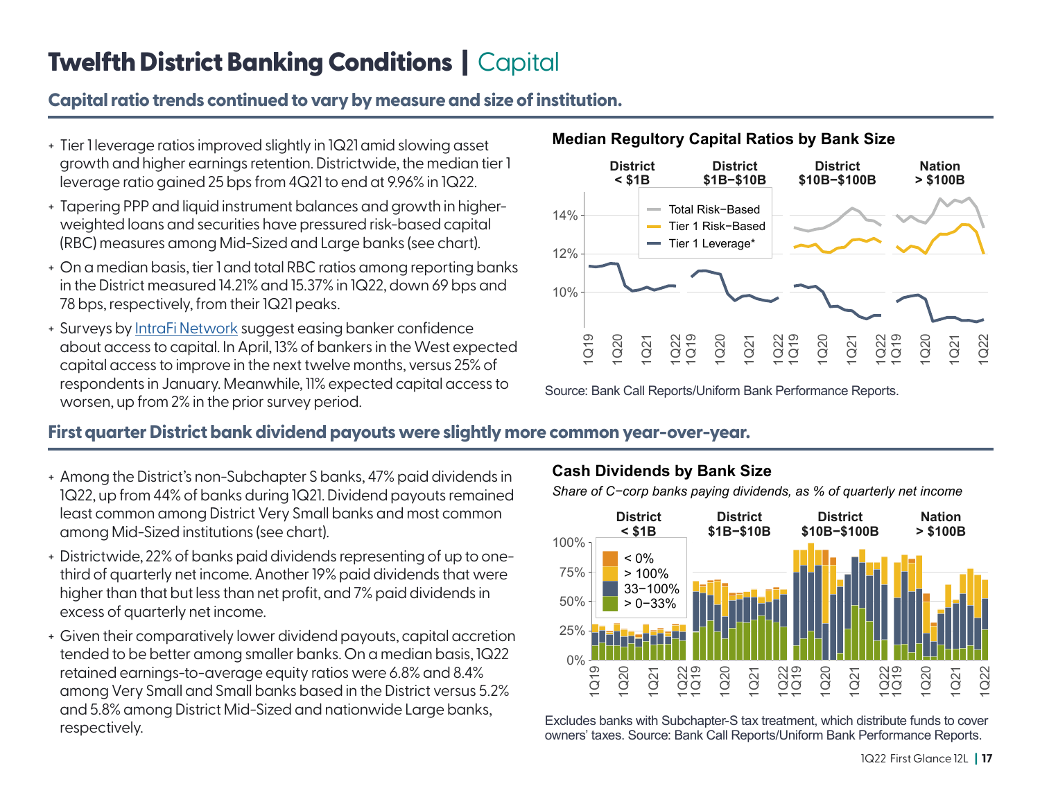# Twelfth District Banking Conditions | Capital

## Capital ratio trends continued to vary by measure and size of institution.

- Tier 1 leverage ratios improved slightly in 1Q21 amid slowing asset growth and higher earnings retention. Districtwide, the median tier 1 leverage ratio gained 25 bps from 4Q21 to end at 9.96% in 1Q22.
- Tapering PPP and liquid instrument balances and growth in higher-weighted loans and securities have pressured risk-based capital (RBC) measures among Mid-Sized and Large banks (see chart).
- On a median basis, tier 1 and total RBC ratios among reporting banks in the District measured 14.21% and 15.37% in 1Q22, down 69 bps and 78 bps, respectively, from their 1Q21 peaks.
- Surveys by IntraFi Network suggest easing banker confidence about access to capital. In April, 13% of bankers in the West expected capital access to improve in the next twelve months, versus 25% of respondents in January. Meanwhile, 11% expected capital access to worsen, up from 2% in the prior survey period.

**Median Regultory Capital Ratios by Bank Size**

Source: Bank Call Reports/Uniform Bank Performance Reports.

## First quarter District bank dividend payouts were slightly more common year-over-year.

- Among the District's non-Subchapter S banks, 47% paid dividends in 1Q22, up from 44% of banks during 1Q21. Dividend payouts remained least common among District Very Small banks and most common among Mid-Sized institutions (see chart).
- Districtwide, 22% of banks paid dividends representing of up to one-third of quarterly net income. Another 19% paid dividends that were higher than that but less than net profit, and 7% paid dividends in excess of quarterly net income.
- Given their comparatively lower dividend payouts, capital accretion tended to be better among smaller banks. On a median basis, 1Q22 retained earnings-to-average equity ratios were 6.8% and 8.4% among Very Small and Small banks based in the District versus 5.2% and 5.8% among District Mid-Sized and nationwide Large banks, respectively.

**Cash Dividends by Bank Size**

*Share of C−corp banks paying dividends, as % of quarterly net income*

Excludes banks with Subchapter-S tax treatment, which distribute funds to cover owners' taxes. Source: Bank Call Reports/Uniform Bank Performance Reports.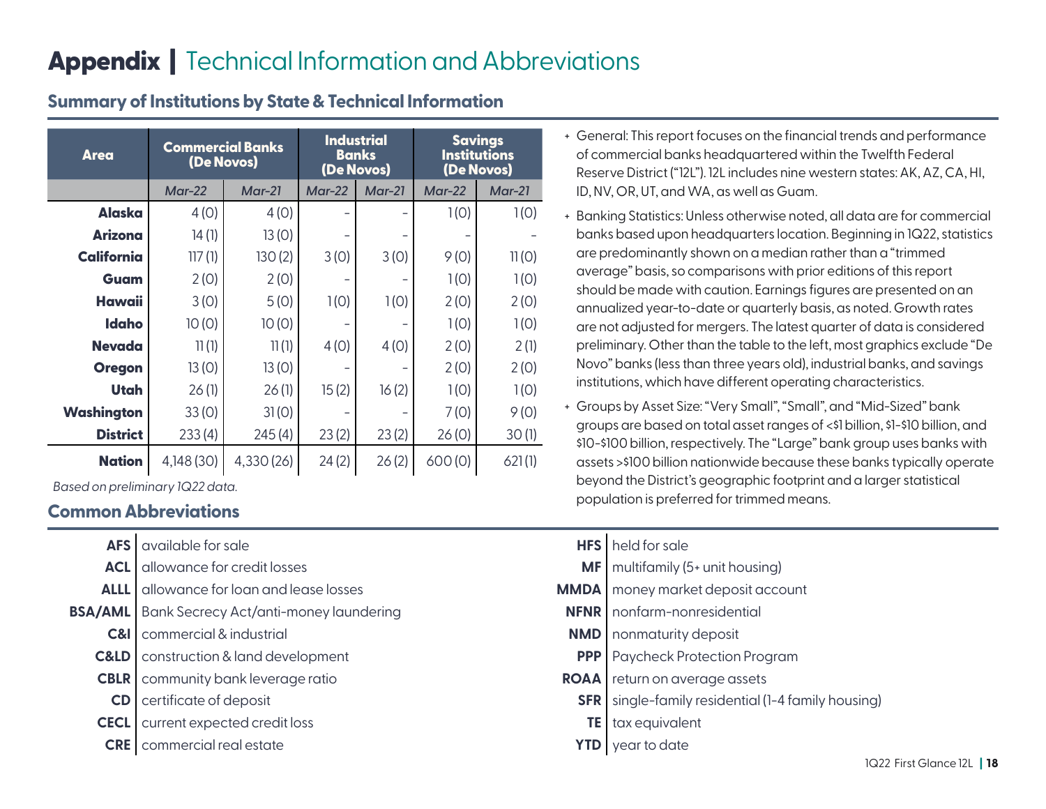# **Appendix** | Technical Information and Abbreviations

## Summary of Institutions by State & Technical Information

| Area | Commercial Banks (De Novos) | | Industrial Banks (De Novos) | | Savings Institutions (De Novos) | |
|---|---|---|---|---|---|---|
| | *Mar-22* | *Mar-21* | *Mar-22* | *Mar-21* | *Mar-22* | *Mar-21* |
| **Alaska** | 4 (0) | 4 (0) | – | – | 1 (0) | 1 (0) |
| **Arizona** | 14 (1) | 13 (0) | – | – | – | – |
| **California** | 117 (1) | 130 (2) | 3 (0) | 3 (0) | 9 (0) | 11 (0) |
| **Guam** | 2 (0) | 2 (0) | – | – | 1 (0) | 1 (0) |
| **Hawaii** | 3 (0) | 5 (0) | 1 (0) | 1 (0) | 2 (0) | 2 (0) |
| **Idaho** | 10 (0) | 10 (0) | – | – | 1 (0) | 1 (0) |
| **Nevada** | 11 (1) | 11 (1) | 4 (0) | 4 (0) | 2 (0) | 2 (1) |
| **Oregon** | 13 (0) | 13 (0) | – | – | 2 (0) | 2 (0) |
| **Utah** | 26 (1) | 26 (1) | 15 (2) | 16 (2) | 1 (0) | 1 (0) |
| **Washington** | 33 (0) | 31 (0) | – | – | 7 (0) | 9 (0) |
| **District** | 233 (4) | 245 (4) | 23 (2) | 23 (2) | 26 (0) | 30 (1) |
| **Nation** | 4,148 (30) | 4,330 (26) | 24 (2) | 26 (2) | 600 (0) | 621 (1) |

*Based on preliminary 1Q22 data.*

- General: This report focuses on the financial trends and performance of commercial banks headquartered within the Twelfth Federal Reserve District ("12L"). 12L includes nine western states: AK, AZ, CA, HI, ID, NV, OR, UT, and WA, as well as Guam.
- Banking Statistics: Unless otherwise noted, all data are for commercial banks based upon headquarters location. Beginning in 1Q22, statistics are predominantly shown on a median rather than a "trimmed average" basis, so comparisons with prior editions of this report should be made with caution. Earnings figures are presented on an annualized year-to-date or quarterly basis, as noted. Growth rates are not adjusted for mergers. The latest quarter of data is considered preliminary. Other than the table to the left, most graphics exclude "De Novo" banks (less than three years old), industrial banks, and savings institutions, which have different operating characteristics.
- Groups by Asset Size: "Very Small", "Small", and "Mid-Sized" bank groups are based on total asset ranges of <$1 billion, $1-$10 billion, and $10-$100 billion, respectively. The "Large" bank group uses banks with assets >$100 billion nationwide because these banks typically operate beyond the District's geographic footprint and a larger statistical population is preferred for trimmed means.

## Common Abbreviations

| | |
|---|---|
| **AFS** | available for sale |
| **ACL** | allowance for credit losses |
| **ALLL** | allowance for loan and lease losses |
| **BSA/AML** | Bank Secrecy Act/anti-money laundering |
| **C&I** | commercial & industrial |
| **C&LD** | construction & land development |
| **CBLR** | community bank leverage ratio |
| **CD** | certificate of deposit |
| **CECL** | current expected credit loss |
| **CRE** | commercial real estate |
| **HFS** | held for sale |
| **MF** | multifamily (5+ unit housing) |
| **MMDA** | money market deposit account |
| **NFNR** | nonfarm-nonresidential |
| **NMD** | nonmaturity deposit |
| **PPP** | Paycheck Protection Program |
| **ROAA** | return on average assets |
| **SFR** | single-family residential (1-4 family housing) |
| **TE** | tax equivalent |
| **YTD** | year to date |